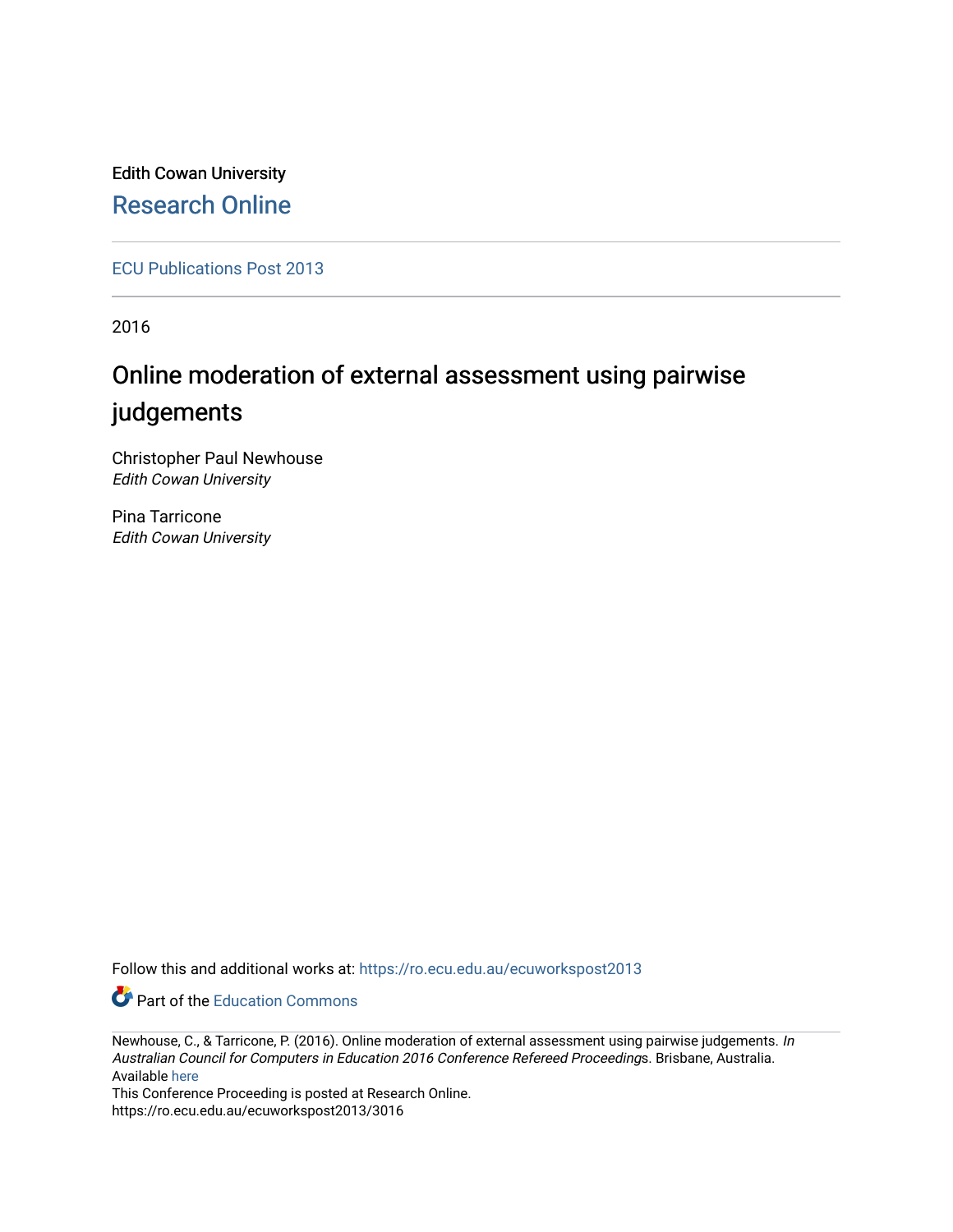Edith Cowan University

# Research Online

ECU Publications Post 2013

2016

# Online moderation of external assessment using pairwise judgements

Christopher Paul Newhouse
*Edith Cowan University*

Pina Tarricone
*Edith Cowan University*

Follow this and additional works at: https://ro.ecu.edu.au/ecuworkspost2013

Part of the Education Commons

Newhouse, C., & Tarricone, P. (2016). Online moderation of external assessment using pairwise judgements. *In Australian Council for Computers in Education 2016 Conference Refereed Proceedings*. Brisbane, Australia. Available here

This Conference Proceeding is posted at Research Online.
https://ro.ecu.edu.au/ecuworkspost2013/3016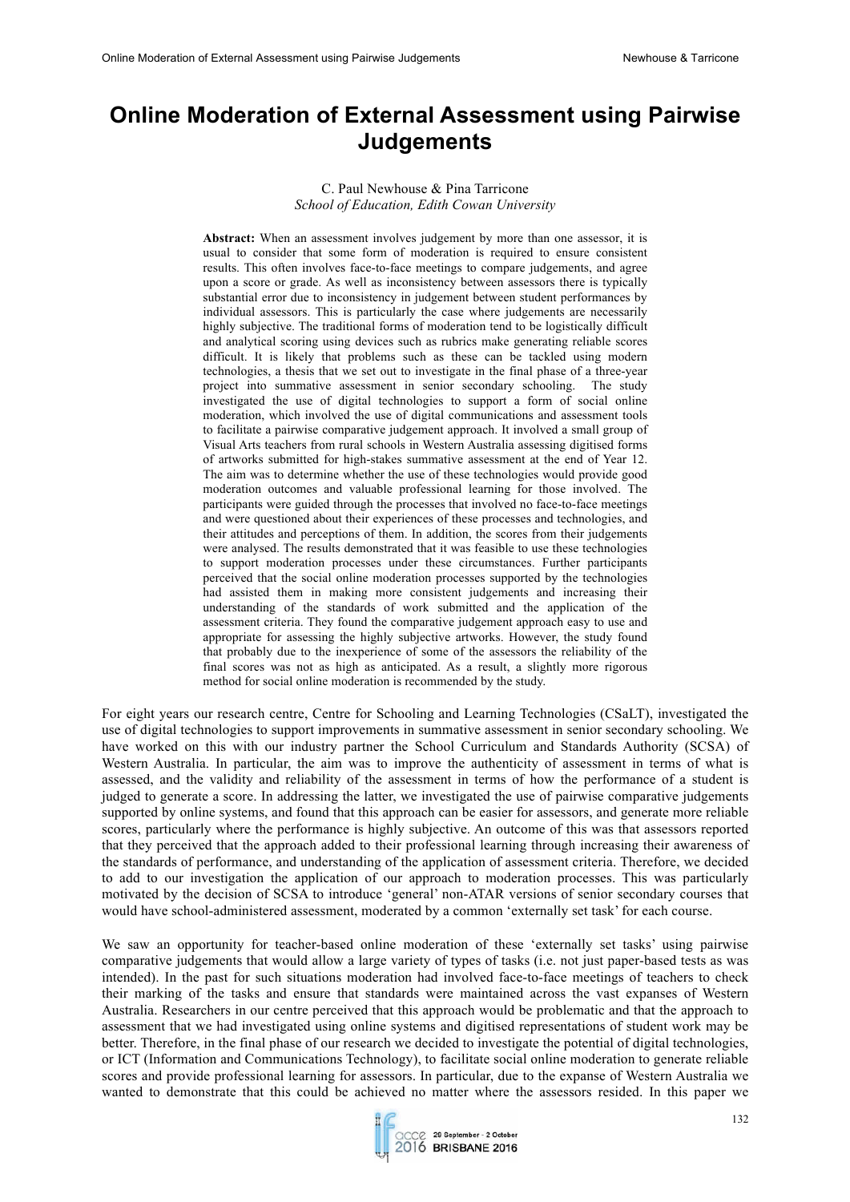# Online Moderation of External Assessment using Pairwise Judgements

C. Paul Newhouse & Pina Tarricone
*School of Education, Edith Cowan University*

**Abstract:** When an assessment involves judgement by more than one assessor, it is usual to consider that some form of moderation is required to ensure consistent results. This often involves face-to-face meetings to compare judgements, and agree upon a score or grade. As well as inconsistency between assessors there is typically substantial error due to inconsistency in judgement between student performances by individual assessors. This is particularly the case where judgements are necessarily highly subjective. The traditional forms of moderation tend to be logistically difficult and analytical scoring using devices such as rubrics make generating reliable scores difficult. It is likely that problems such as these can be tackled using modern technologies, a thesis that we set out to investigate in the final phase of a three-year project into summative assessment in senior secondary schooling. The study investigated the use of digital technologies to support a form of social online moderation, which involved the use of digital communications and assessment tools to facilitate a pairwise comparative judgement approach. It involved a small group of Visual Arts teachers from rural schools in Western Australia assessing digitised forms of artworks submitted for high-stakes summative assessment at the end of Year 12. The aim was to determine whether the use of these technologies would provide good moderation outcomes and valuable professional learning for those involved. The participants were guided through the processes that involved no face-to-face meetings and were questioned about their experiences of these processes and technologies, and their attitudes and perceptions of them. In addition, the scores from their judgements were analysed. The results demonstrated that it was feasible to use these technologies to support moderation processes under these circumstances. Further participants perceived that the social online moderation processes supported by the technologies had assisted them in making more consistent judgements and increasing their understanding of the standards of work submitted and the application of the assessment criteria. They found the comparative judgement approach easy to use and appropriate for assessing the highly subjective artworks. However, the study found that probably due to the inexperience of some of the assessors the reliability of the final scores was not as high as anticipated. As a result, a slightly more rigorous method for social online moderation is recommended by the study.

For eight years our research centre, Centre for Schooling and Learning Technologies (CSaLT), investigated the use of digital technologies to support improvements in summative assessment in senior secondary schooling. We have worked on this with our industry partner the School Curriculum and Standards Authority (SCSA) of Western Australia. In particular, the aim was to improve the authenticity of assessment in terms of what is assessed, and the validity and reliability of the assessment in terms of how the performance of a student is judged to generate a score. In addressing the latter, we investigated the use of pairwise comparative judgements supported by online systems, and found that this approach can be easier for assessors, and generate more reliable scores, particularly where the performance is highly subjective. An outcome of this was that assessors reported that they perceived that the approach added to their professional learning through increasing their awareness of the standards of performance, and understanding of the application of assessment criteria. Therefore, we decided to add to our investigation the application of our approach to moderation processes. This was particularly motivated by the decision of SCSA to introduce 'general' non-ATAR versions of senior secondary courses that would have school-administered assessment, moderated by a common 'externally set task' for each course.

We saw an opportunity for teacher-based online moderation of these 'externally set tasks' using pairwise comparative judgements that would allow a large variety of types of tasks (i.e. not just paper-based tests as was intended). In the past for such situations moderation had involved face-to-face meetings of teachers to check their marking of the tasks and ensure that standards were maintained across the vast expanses of Western Australia. Researchers in our centre perceived that this approach would be problematic and that the approach to assessment that we had investigated using online systems and digitised representations of student work may be better. Therefore, in the final phase of our research we decided to investigate the potential of digital technologies, or ICT (Information and Communications Technology), to facilitate social online moderation to generate reliable scores and provide professional learning for assessors. In particular, due to the expanse of Western Australia we wanted to demonstrate that this could be achieved no matter where the assessors resided. In this paper we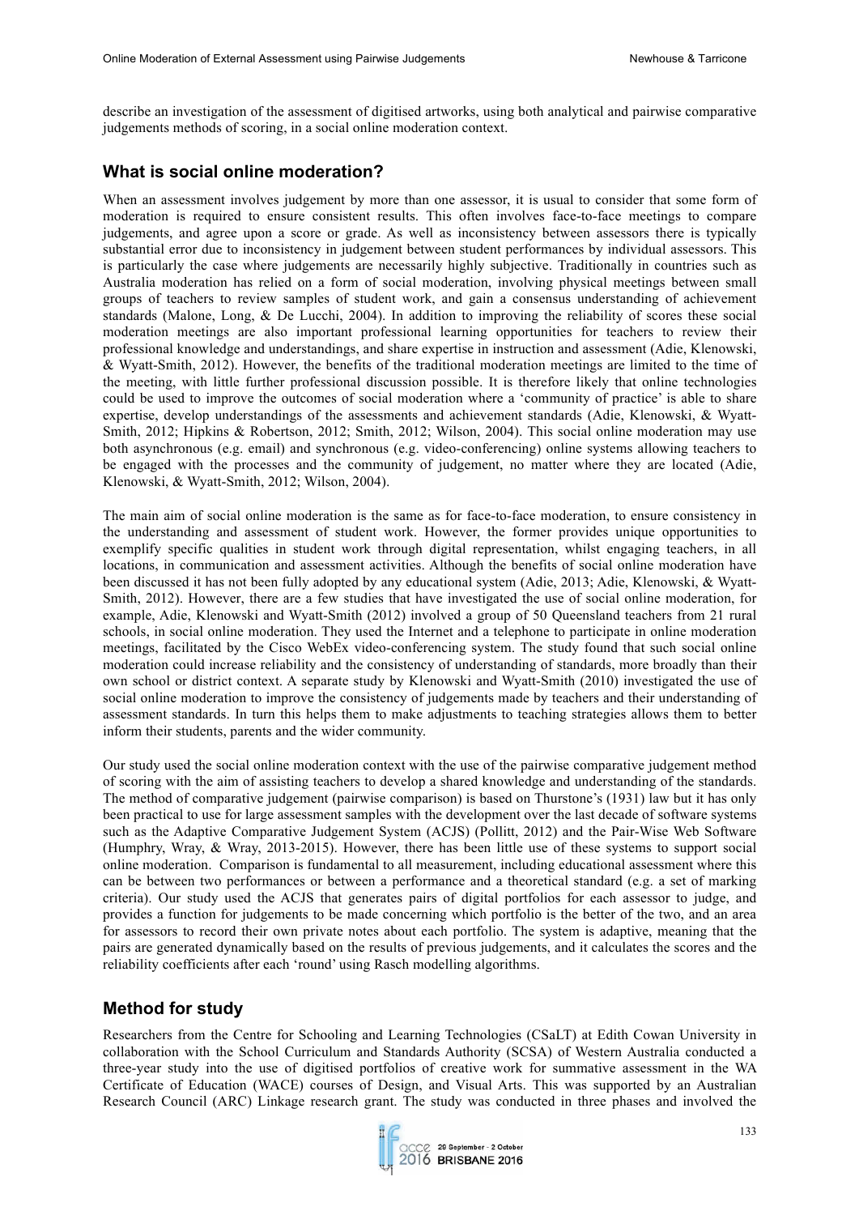describe an investigation of the assessment of digitised artworks, using both analytical and pairwise comparative judgements methods of scoring, in a social online moderation context.

## What is social online moderation?

When an assessment involves judgement by more than one assessor, it is usual to consider that some form of moderation is required to ensure consistent results. This often involves face-to-face meetings to compare judgements, and agree upon a score or grade. As well as inconsistency between assessors there is typically substantial error due to inconsistency in judgement between student performances by individual assessors. This is particularly the case where judgements are necessarily highly subjective. Traditionally in countries such as Australia moderation has relied on a form of social moderation, involving physical meetings between small groups of teachers to review samples of student work, and gain a consensus understanding of achievement standards (Malone, Long, & De Lucchi, 2004). In addition to improving the reliability of scores these social moderation meetings are also important professional learning opportunities for teachers to review their professional knowledge and understandings, and share expertise in instruction and assessment (Adie, Klenowski, & Wyatt-Smith, 2012). However, the benefits of the traditional moderation meetings are limited to the time of the meeting, with little further professional discussion possible. It is therefore likely that online technologies could be used to improve the outcomes of social moderation where a 'community of practice' is able to share expertise, develop understandings of the assessments and achievement standards (Adie, Klenowski, & Wyatt-Smith, 2012; Hipkins & Robertson, 2012; Smith, 2012; Wilson, 2004). This social online moderation may use both asynchronous (e.g. email) and synchronous (e.g. video-conferencing) online systems allowing teachers to be engaged with the processes and the community of judgement, no matter where they are located (Adie, Klenowski, & Wyatt-Smith, 2012; Wilson, 2004).

The main aim of social online moderation is the same as for face-to-face moderation, to ensure consistency in the understanding and assessment of student work. However, the former provides unique opportunities to exemplify specific qualities in student work through digital representation, whilst engaging teachers, in all locations, in communication and assessment activities. Although the benefits of social online moderation have been discussed it has not been fully adopted by any educational system (Adie, 2013; Adie, Klenowski, & Wyatt-Smith, 2012). However, there are a few studies that have investigated the use of social online moderation, for example, Adie, Klenowski and Wyatt-Smith (2012) involved a group of 50 Queensland teachers from 21 rural schools, in social online moderation. They used the Internet and a telephone to participate in online moderation meetings, facilitated by the Cisco WebEx video-conferencing system. The study found that such social online moderation could increase reliability and the consistency of understanding of standards, more broadly than their own school or district context. A separate study by Klenowski and Wyatt-Smith (2010) investigated the use of social online moderation to improve the consistency of judgements made by teachers and their understanding of assessment standards. In turn this helps them to make adjustments to teaching strategies allows them to better inform their students, parents and the wider community.

Our study used the social online moderation context with the use of the pairwise comparative judgement method of scoring with the aim of assisting teachers to develop a shared knowledge and understanding of the standards. The method of comparative judgement (pairwise comparison) is based on Thurstone's (1931) law but it has only been practical to use for large assessment samples with the development over the last decade of software systems such as the Adaptive Comparative Judgement System (ACJS) (Pollitt, 2012) and the Pair-Wise Web Software (Humphry, Wray, & Wray, 2013-2015). However, there has been little use of these systems to support social online moderation. Comparison is fundamental to all measurement, including educational assessment where this can be between two performances or between a performance and a theoretical standard (e.g. a set of marking criteria). Our study used the ACJS that generates pairs of digital portfolios for each assessor to judge, and provides a function for judgements to be made concerning which portfolio is the better of the two, and an area for assessors to record their own private notes about each portfolio. The system is adaptive, meaning that the pairs are generated dynamically based on the results of previous judgements, and it calculates the scores and the reliability coefficients after each 'round' using Rasch modelling algorithms.

## Method for study

Researchers from the Centre for Schooling and Learning Technologies (CSaLT) at Edith Cowan University in collaboration with the School Curriculum and Standards Authority (SCSA) of Western Australia conducted a three-year study into the use of digitised portfolios of creative work for summative assessment in the WA Certificate of Education (WACE) courses of Design, and Visual Arts. This was supported by an Australian Research Council (ARC) Linkage research grant. The study was conducted in three phases and involved the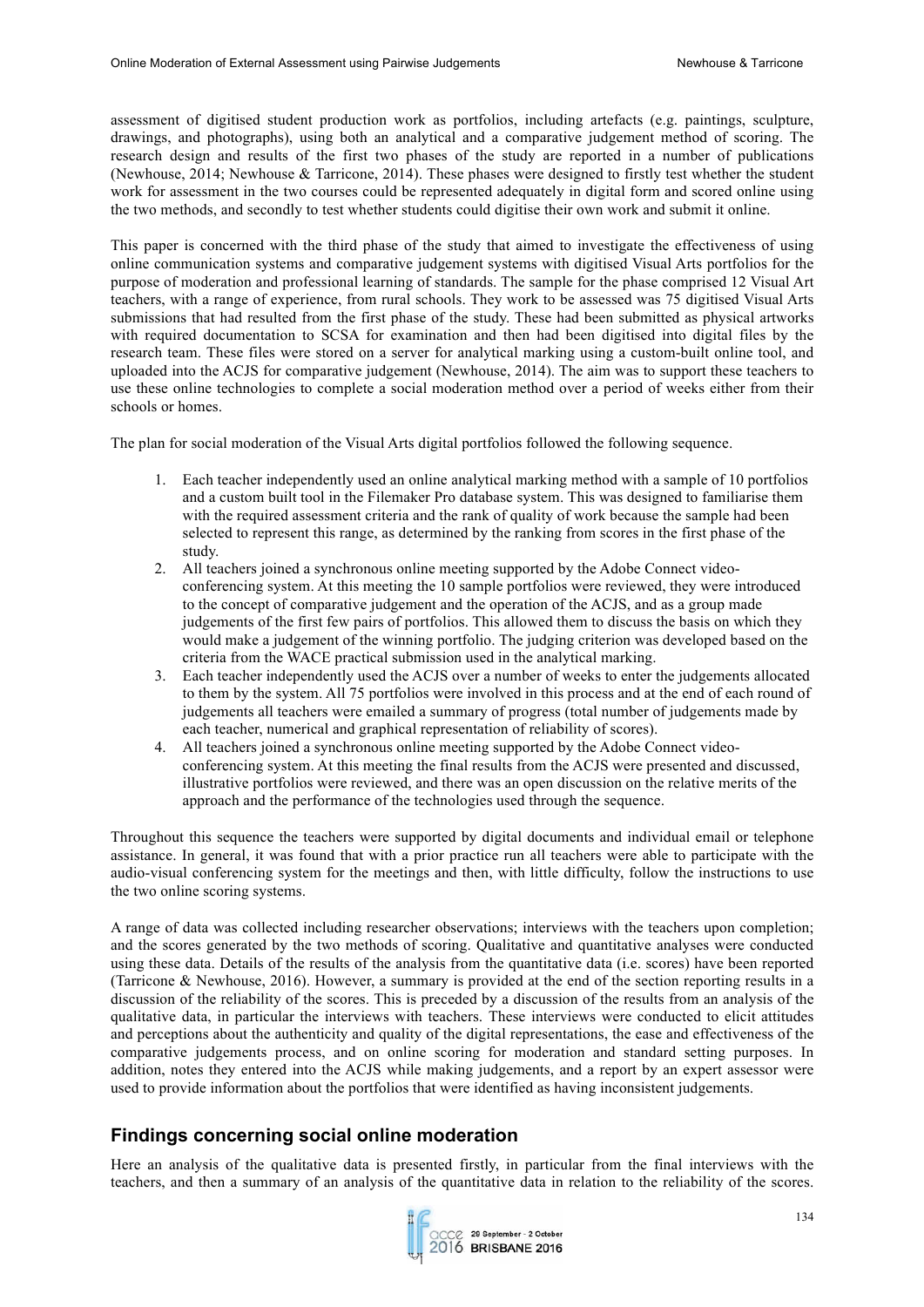assessment of digitised student production work as portfolios, including artefacts (e.g. paintings, sculpture, drawings, and photographs), using both an analytical and a comparative judgement method of scoring. The research design and results of the first two phases of the study are reported in a number of publications (Newhouse, 2014; Newhouse & Tarricone, 2014). These phases were designed to firstly test whether the student work for assessment in the two courses could be represented adequately in digital form and scored online using the two methods, and secondly to test whether students could digitise their own work and submit it online.

This paper is concerned with the third phase of the study that aimed to investigate the effectiveness of using online communication systems and comparative judgement systems with digitised Visual Arts portfolios for the purpose of moderation and professional learning of standards. The sample for the phase comprised 12 Visual Art teachers, with a range of experience, from rural schools. They work to be assessed was 75 digitised Visual Arts submissions that had resulted from the first phase of the study. These had been submitted as physical artworks with required documentation to SCSA for examination and then had been digitised into digital files by the research team. These files were stored on a server for analytical marking using a custom-built online tool, and uploaded into the ACJS for comparative judgement (Newhouse, 2014). The aim was to support these teachers to use these online technologies to complete a social moderation method over a period of weeks either from their schools or homes.

The plan for social moderation of the Visual Arts digital portfolios followed the following sequence.

1. Each teacher independently used an online analytical marking method with a sample of 10 portfolios and a custom built tool in the Filemaker Pro database system. This was designed to familiarise them with the required assessment criteria and the rank of quality of work because the sample had been selected to represent this range, as determined by the ranking from scores in the first phase of the study.
2. All teachers joined a synchronous online meeting supported by the Adobe Connect video-conferencing system. At this meeting the 10 sample portfolios were reviewed, they were introduced to the concept of comparative judgement and the operation of the ACJS, and as a group made judgements of the first few pairs of portfolios. This allowed them to discuss the basis on which they would make a judgement of the winning portfolio. The judging criterion was developed based on the criteria from the WACE practical submission used in the analytical marking.
3. Each teacher independently used the ACJS over a number of weeks to enter the judgements allocated to them by the system. All 75 portfolios were involved in this process and at the end of each round of judgements all teachers were emailed a summary of progress (total number of judgements made by each teacher, numerical and graphical representation of reliability of scores).
4. All teachers joined a synchronous online meeting supported by the Adobe Connect video-conferencing system. At this meeting the final results from the ACJS were presented and discussed, illustrative portfolios were reviewed, and there was an open discussion on the relative merits of the approach and the performance of the technologies used through the sequence.

Throughout this sequence the teachers were supported by digital documents and individual email or telephone assistance. In general, it was found that with a prior practice run all teachers were able to participate with the audio-visual conferencing system for the meetings and then, with little difficulty, follow the instructions to use the two online scoring systems.

A range of data was collected including researcher observations; interviews with the teachers upon completion; and the scores generated by the two methods of scoring. Qualitative and quantitative analyses were conducted using these data. Details of the results of the analysis from the quantitative data (i.e. scores) have been reported (Tarricone & Newhouse, 2016). However, a summary is provided at the end of the section reporting results in a discussion of the reliability of the scores. This is preceded by a discussion of the results from an analysis of the qualitative data, in particular the interviews with teachers. These interviews were conducted to elicit attitudes and perceptions about the authenticity and quality of the digital representations, the ease and effectiveness of the comparative judgements process, and on online scoring for moderation and standard setting purposes. In addition, notes they entered into the ACJS while making judgements, and a report by an expert assessor were used to provide information about the portfolios that were identified as having inconsistent judgements.

## Findings concerning social online moderation

Here an analysis of the qualitative data is presented firstly, in particular from the final interviews with the teachers, and then a summary of an analysis of the quantitative data in relation to the reliability of the scores.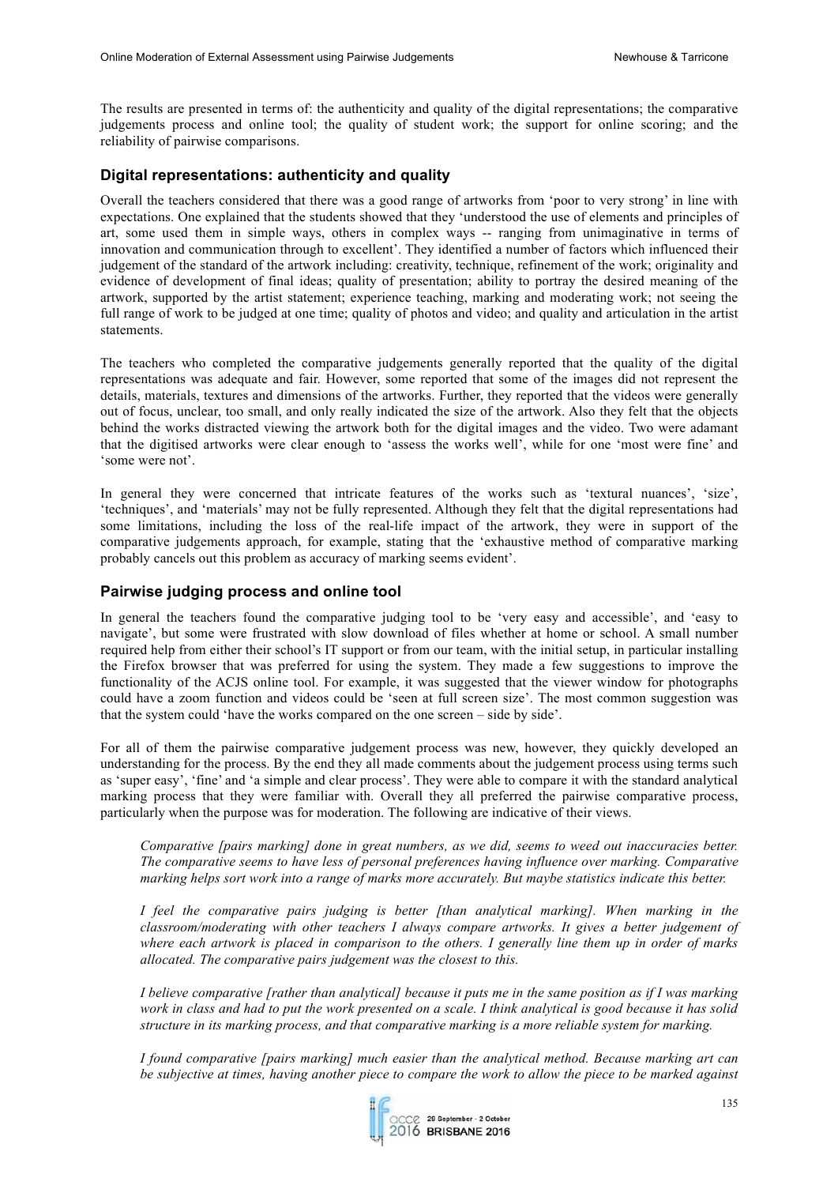The results are presented in terms of: the authenticity and quality of the digital representations; the comparative judgements process and online tool; the quality of student work; the support for online scoring; and the reliability of pairwise comparisons.

### Digital representations: authenticity and quality

Overall the teachers considered that there was a good range of artworks from 'poor to very strong' in line with expectations. One explained that the students showed that they 'understood the use of elements and principles of art, some used them in simple ways, others in complex ways -- ranging from unimaginative in terms of innovation and communication through to excellent'. They identified a number of factors which influenced their judgement of the standard of the artwork including: creativity, technique, refinement of the work; originality and evidence of development of final ideas; quality of presentation; ability to portray the desired meaning of the artwork, supported by the artist statement; experience teaching, marking and moderating work; not seeing the full range of work to be judged at one time; quality of photos and video; and quality and articulation in the artist statements.

The teachers who completed the comparative judgements generally reported that the quality of the digital representations was adequate and fair. However, some reported that some of the images did not represent the details, materials, textures and dimensions of the artworks. Further, they reported that the videos were generally out of focus, unclear, too small, and only really indicated the size of the artwork. Also they felt that the objects behind the works distracted viewing the artwork both for the digital images and the video. Two were adamant that the digitised artworks were clear enough to 'assess the works well', while for one 'most were fine' and 'some were not'.

In general they were concerned that intricate features of the works such as 'textural nuances', 'size', 'techniques', and 'materials' may not be fully represented. Although they felt that the digital representations had some limitations, including the loss of the real-life impact of the artwork, they were in support of the comparative judgements approach, for example, stating that the 'exhaustive method of comparative marking probably cancels out this problem as accuracy of marking seems evident'.

### Pairwise judging process and online tool

In general the teachers found the comparative judging tool to be 'very easy and accessible', and 'easy to navigate', but some were frustrated with slow download of files whether at home or school. A small number required help from either their school's IT support or from our team, with the initial setup, in particular installing the Firefox browser that was preferred for using the system. They made a few suggestions to improve the functionality of the ACJS online tool. For example, it was suggested that the viewer window for photographs could have a zoom function and videos could be 'seen at full screen size'. The most common suggestion was that the system could 'have the works compared on the one screen – side by side'.

For all of them the pairwise comparative judgement process was new, however, they quickly developed an understanding for the process. By the end they all made comments about the judgement process using terms such as 'super easy', 'fine' and 'a simple and clear process'. They were able to compare it with the standard analytical marking process that they were familiar with. Overall they all preferred the pairwise comparative process, particularly when the purpose was for moderation. The following are indicative of their views.

> *Comparative [pairs marking] done in great numbers, as we did, seems to weed out inaccuracies better. The comparative seems to have less of personal preferences having influence over marking. Comparative marking helps sort work into a range of marks more accurately. But maybe statistics indicate this better.*

> *I feel the comparative pairs judging is better [than analytical marking]. When marking in the classroom/moderating with other teachers I always compare artworks. It gives a better judgement of where each artwork is placed in comparison to the others. I generally line them up in order of marks allocated. The comparative pairs judgement was the closest to this.*

> *I believe comparative [rather than analytical] because it puts me in the same position as if I was marking work in class and had to put the work presented on a scale. I think analytical is good because it has solid structure in its marking process, and that comparative marking is a more reliable system for marking.*

> *I found comparative [pairs marking] much easier than the analytical method. Because marking art can be subjective at times, having another piece to compare the work to allow the piece to be marked against*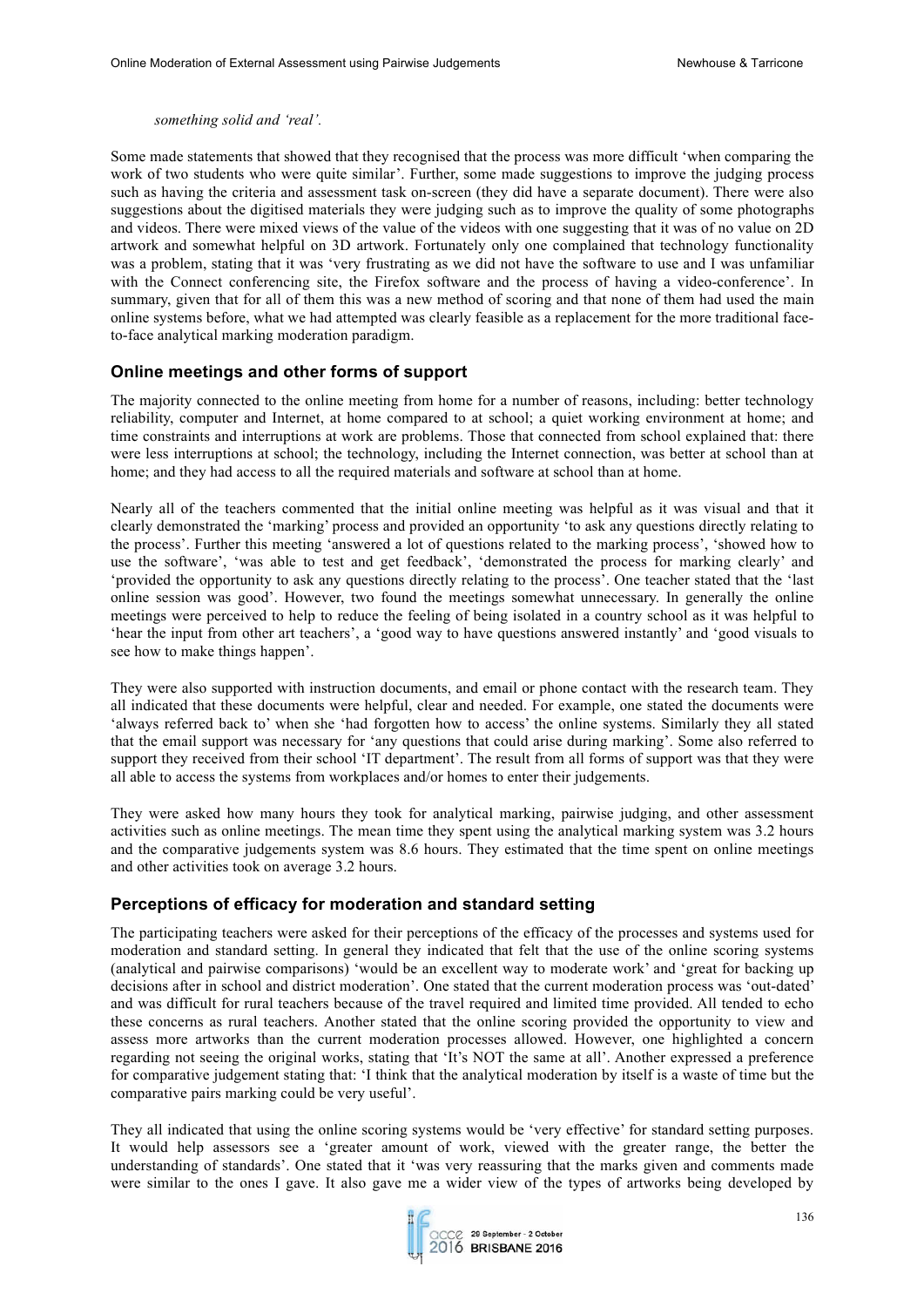*something solid and 'real'.*

Some made statements that showed that they recognised that the process was more difficult 'when comparing the work of two students who were quite similar'. Further, some made suggestions to improve the judging process such as having the criteria and assessment task on-screen (they did have a separate document). There were also suggestions about the digitised materials they were judging such as to improve the quality of some photographs and videos. There were mixed views of the value of the videos with one suggesting that it was of no value on 2D artwork and somewhat helpful on 3D artwork. Fortunately only one complained that technology functionality was a problem, stating that it was 'very frustrating as we did not have the software to use and I was unfamiliar with the Connect conferencing site, the Firefox software and the process of having a video-conference'. In summary, given that for all of them this was a new method of scoring and that none of them had used the main online systems before, what we had attempted was clearly feasible as a replacement for the more traditional face-to-face analytical marking moderation paradigm.

## Online meetings and other forms of support

The majority connected to the online meeting from home for a number of reasons, including: better technology reliability, computer and Internet, at home compared to at school; a quiet working environment at home; and time constraints and interruptions at work are problems. Those that connected from school explained that: there were less interruptions at school; the technology, including the Internet connection, was better at school than at home; and they had access to all the required materials and software at school than at home.

Nearly all of the teachers commented that the initial online meeting was helpful as it was visual and that it clearly demonstrated the 'marking' process and provided an opportunity 'to ask any questions directly relating to the process'. Further this meeting 'answered a lot of questions related to the marking process', 'showed how to use the software', 'was able to test and get feedback', 'demonstrated the process for marking clearly' and 'provided the opportunity to ask any questions directly relating to the process'. One teacher stated that the 'last online session was good'. However, two found the meetings somewhat unnecessary. In generally the online meetings were perceived to help to reduce the feeling of being isolated in a country school as it was helpful to 'hear the input from other art teachers', a 'good way to have questions answered instantly' and 'good visuals to see how to make things happen'.

They were also supported with instruction documents, and email or phone contact with the research team. They all indicated that these documents were helpful, clear and needed. For example, one stated the documents were 'always referred back to' when she 'had forgotten how to access' the online systems. Similarly they all stated that the email support was necessary for 'any questions that could arise during marking'. Some also referred to support they received from their school 'IT department'. The result from all forms of support was that they were all able to access the systems from workplaces and/or homes to enter their judgements.

They were asked how many hours they took for analytical marking, pairwise judging, and other assessment activities such as online meetings. The mean time they spent using the analytical marking system was 3.2 hours and the comparative judgements system was 8.6 hours. They estimated that the time spent on online meetings and other activities took on average 3.2 hours.

## Perceptions of efficacy for moderation and standard setting

The participating teachers were asked for their perceptions of the efficacy of the processes and systems used for moderation and standard setting. In general they indicated that felt that the use of the online scoring systems (analytical and pairwise comparisons) 'would be an excellent way to moderate work' and 'great for backing up decisions after in school and district moderation'. One stated that the current moderation process was 'out-dated' and was difficult for rural teachers because of the travel required and limited time provided. All tended to echo these concerns as rural teachers. Another stated that the online scoring provided the opportunity to view and assess more artworks than the current moderation processes allowed. However, one highlighted a concern regarding not seeing the original works, stating that 'It's NOT the same at all'. Another expressed a preference for comparative judgement stating that: 'I think that the analytical moderation by itself is a waste of time but the comparative pairs marking could be very useful'.

They all indicated that using the online scoring systems would be 'very effective' for standard setting purposes. It would help assessors see a 'greater amount of work, viewed with the greater range, the better the understanding of standards'. One stated that it 'was very reassuring that the marks given and comments made were similar to the ones I gave. It also gave me a wider view of the types of artworks being developed by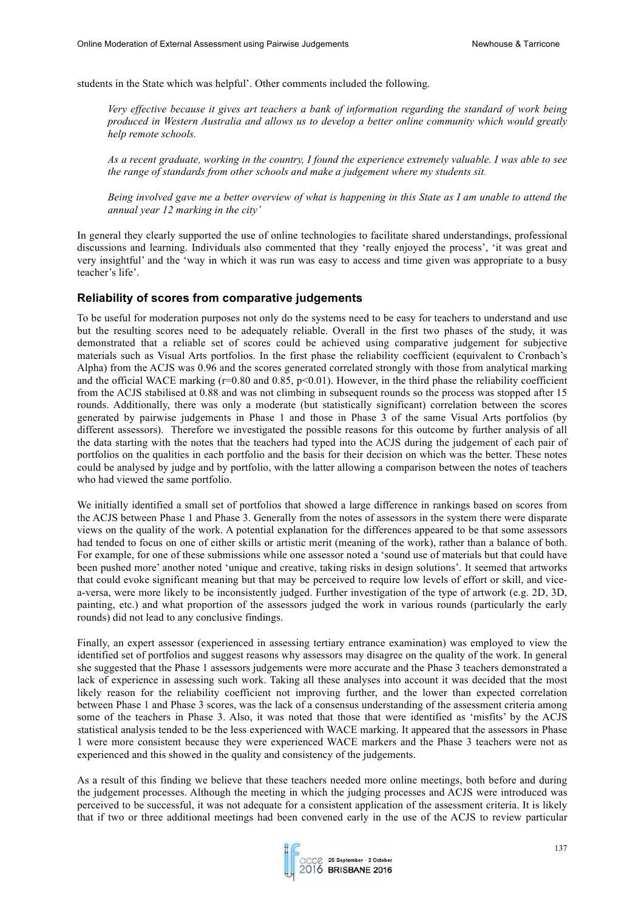students in the State which was helpful'. Other comments included the following.

> *Very effective because it gives art teachers a bank of information regarding the standard of work being produced in Western Australia and allows us to develop a better online community which would greatly help remote schools.*

> *As a recent graduate, working in the country, I found the experience extremely valuable. I was able to see the range of standards from other schools and make a judgement where my students sit.*

> *Being involved gave me a better overview of what is happening in this State as I am unable to attend the annual year 12 marking in the city'*

In general they clearly supported the use of online technologies to facilitate shared understandings, professional discussions and learning. Individuals also commented that they 'really enjoyed the process', 'it was great and very insightful' and the 'way in which it was run was easy to access and time given was appropriate to a busy teacher's life'.

### Reliability of scores from comparative judgements

To be useful for moderation purposes not only do the systems need to be easy for teachers to understand and use but the resulting scores need to be adequately reliable. Overall in the first two phases of the study, it was demonstrated that a reliable set of scores could be achieved using comparative judgement for subjective materials such as Visual Arts portfolios. In the first phase the reliability coefficient (equivalent to Cronbach's Alpha) from the ACJS was 0.96 and the scores generated correlated strongly with those from analytical marking and the official WACE marking ($r=0.80$ and $0.85$, $p<0.01$). However, in the third phase the reliability coefficient from the ACJS stabilised at 0.88 and was not climbing in subsequent rounds so the process was stopped after 15 rounds. Additionally, there was only a moderate (but statistically significant) correlation between the scores generated by pairwise judgements in Phase 1 and those in Phase 3 of the same Visual Arts portfolios (by different assessors). Therefore we investigated the possible reasons for this outcome by further analysis of all the data starting with the notes that the teachers had typed into the ACJS during the judgement of each pair of portfolios on the qualities in each portfolio and the basis for their decision on which was the better. These notes could be analysed by judge and by portfolio, with the latter allowing a comparison between the notes of teachers who had viewed the same portfolio.

We initially identified a small set of portfolios that showed a large difference in rankings based on scores from the ACJS between Phase 1 and Phase 3. Generally from the notes of assessors in the system there were disparate views on the quality of the work. A potential explanation for the differences appeared to be that some assessors had tended to focus on one of either skills or artistic merit (meaning of the work), rather than a balance of both. For example, for one of these submissions while one assessor noted a 'sound use of materials but that could have been pushed more' another noted 'unique and creative, taking risks in design solutions'. It seemed that artworks that could evoke significant meaning but that may be perceived to require low levels of effort or skill, and vice-a-versa, were more likely to be inconsistently judged. Further investigation of the type of artwork (e.g. 2D, 3D, painting, etc.) and what proportion of the assessors judged the work in various rounds (particularly the early rounds) did not lead to any conclusive findings.

Finally, an expert assessor (experienced in assessing tertiary entrance examination) was employed to view the identified set of portfolios and suggest reasons why assessors may disagree on the quality of the work. In general she suggested that the Phase 1 assessors judgements were more accurate and the Phase 3 teachers demonstrated a lack of experience in assessing such work. Taking all these analyses into account it was decided that the most likely reason for the reliability coefficient not improving further, and the lower than expected correlation between Phase 1 and Phase 3 scores, was the lack of a consensus understanding of the assessment criteria among some of the teachers in Phase 3. Also, it was noted that those that were identified as 'misfits' by the ACJS statistical analysis tended to be the less experienced with WACE marking. It appeared that the assessors in Phase 1 were more consistent because they were experienced WACE markers and the Phase 3 teachers were not as experienced and this showed in the quality and consistency of the judgements.

As a result of this finding we believe that these teachers needed more online meetings, both before and during the judgement processes. Although the meeting in which the judging processes and ACJS were introduced was perceived to be successful, it was not adequate for a consistent application of the assessment criteria. It is likely that if two or three additional meetings had been convened early in the use of the ACJS to review particular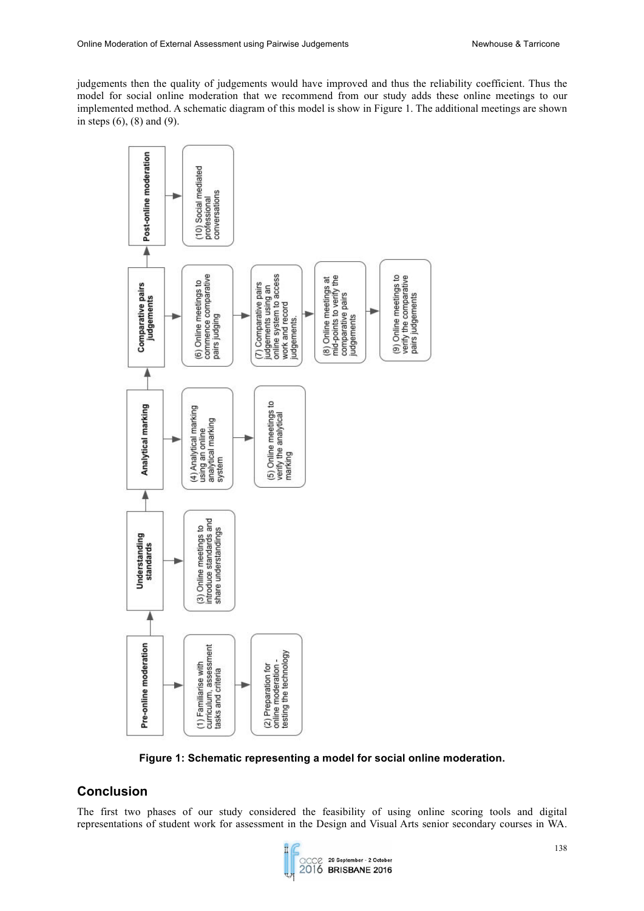judgements then the quality of judgements would have improved and thus the reliability coefficient. Thus the model for social online moderation that we recommend from our study adds these online meetings to our implemented method. A schematic diagram of this model is show in Figure 1. The additional meetings are shown in steps (6), (8) and (9).

**Pre-online moderation**
- (1) Familiarise with curriculum, assessment tasks and criteria
- (2) Preparation for online moderation - testing the technology

**Understanding standards**
- (3) Online meetings to introduce standards and share understandings

**Analytical marking**
- (4) Analytical marking using an online analytical marking system
- (5) Online meetings to verify the analytical marking

**Comparative pairs judgements**
- (6) Online meetings to commence comparative pairs judging
- (7) Comparative pairs judgements using an online system to access work and record judgements.
- (8) Online meetings at mid-points to verify the comparative pairs judgements
- (9) Online meetings to verify the comparative pairs judgements

**Post-online moderation**
- (10) Social mediated professional conversations

**Figure 1: Schematic representing a model for social online moderation.**

## Conclusion

The first two phases of our study considered the feasibility of using online scoring tools and digital representations of student work for assessment in the Design and Visual Arts senior secondary courses in WA.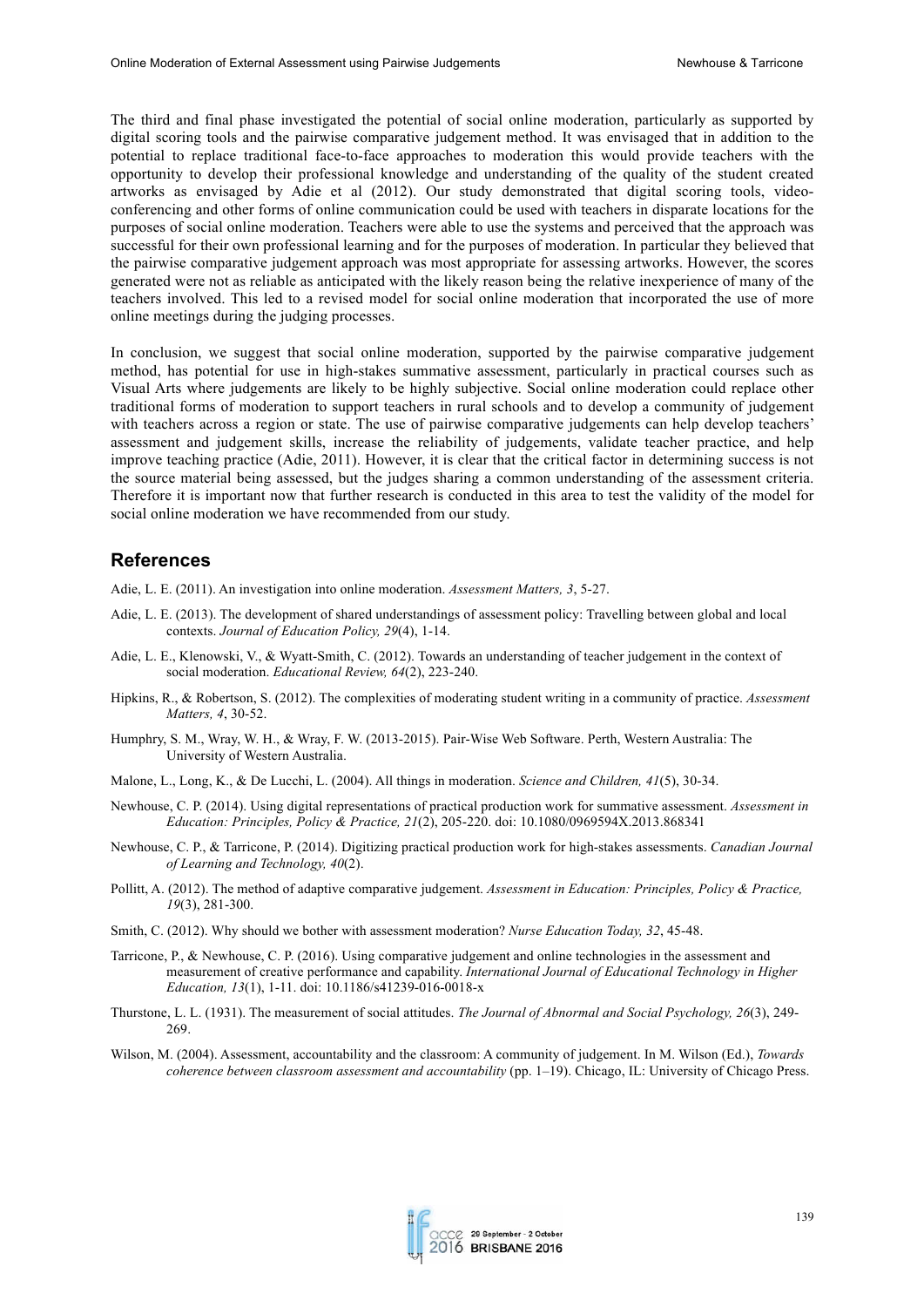The third and final phase investigated the potential of social online moderation, particularly as supported by digital scoring tools and the pairwise comparative judgement method. It was envisaged that in addition to the potential to replace traditional face-to-face approaches to moderation this would provide teachers with the opportunity to develop their professional knowledge and understanding of the quality of the student created artworks as envisaged by Adie et al (2012). Our study demonstrated that digital scoring tools, video-conferencing and other forms of online communication could be used with teachers in disparate locations for the purposes of social online moderation. Teachers were able to use the systems and perceived that the approach was successful for their own professional learning and for the purposes of moderation. In particular they believed that the pairwise comparative judgement approach was most appropriate for assessing artworks. However, the scores generated were not as reliable as anticipated with the likely reason being the relative inexperience of many of the teachers involved. This led to a revised model for social online moderation that incorporated the use of more online meetings during the judging processes.

In conclusion, we suggest that social online moderation, supported by the pairwise comparative judgement method, has potential for use in high-stakes summative assessment, particularly in practical courses such as Visual Arts where judgements are likely to be highly subjective. Social online moderation could replace other traditional forms of moderation to support teachers in rural schools and to develop a community of judgement with teachers across a region or state. The use of pairwise comparative judgements can help develop teachers' assessment and judgement skills, increase the reliability of judgements, validate teacher practice, and help improve teaching practice (Adie, 2011). However, it is clear that the critical factor in determining success is not the source material being assessed, but the judges sharing a common understanding of the assessment criteria. Therefore it is important now that further research is conducted in this area to test the validity of the model for social online moderation we have recommended from our study.

## References

Adie, L. E. (2011). An investigation into online moderation. *Assessment Matters, 3*, 5-27.

Adie, L. E. (2013). The development of shared understandings of assessment policy: Travelling between global and local contexts. *Journal of Education Policy, 29*(4), 1-14.

Adie, L. E., Klenowski, V., & Wyatt-Smith, C. (2012). Towards an understanding of teacher judgement in the context of social moderation. *Educational Review, 64*(2), 223-240.

Hipkins, R., & Robertson, S. (2012). The complexities of moderating student writing in a community of practice. *Assessment Matters, 4*, 30-52.

Humphry, S. M., Wray, W. H., & Wray, F. W. (2013-2015). Pair-Wise Web Software. Perth, Western Australia: The University of Western Australia.

Malone, L., Long, K., & De Lucchi, L. (2004). All things in moderation. *Science and Children, 41*(5), 30-34.

Newhouse, C. P. (2014). Using digital representations of practical production work for summative assessment. *Assessment in Education: Principles, Policy & Practice, 21*(2), 205-220. doi: 10.1080/0969594X.2013.868341

Newhouse, C. P., & Tarricone, P. (2014). Digitizing practical production work for high-stakes assessments. *Canadian Journal of Learning and Technology, 40*(2).

Pollitt, A. (2012). The method of adaptive comparative judgement. *Assessment in Education: Principles, Policy & Practice, 19*(3), 281-300.

Smith, C. (2012). Why should we bother with assessment moderation? *Nurse Education Today, 32*, 45-48.

Tarricone, P., & Newhouse, C. P. (2016). Using comparative judgement and online technologies in the assessment and measurement of creative performance and capability. *International Journal of Educational Technology in Higher Education, 13*(1), 1-11. doi: 10.1186/s41239-016-0018-x

Thurstone, L. L. (1931). The measurement of social attitudes. *The Journal of Abnormal and Social Psychology, 26*(3), 249-269.

Wilson, M. (2004). Assessment, accountability and the classroom: A community of judgement. In M. Wilson (Ed.), *Towards coherence between classroom assessment and accountability* (pp. 1–19). Chicago, IL: University of Chicago Press.